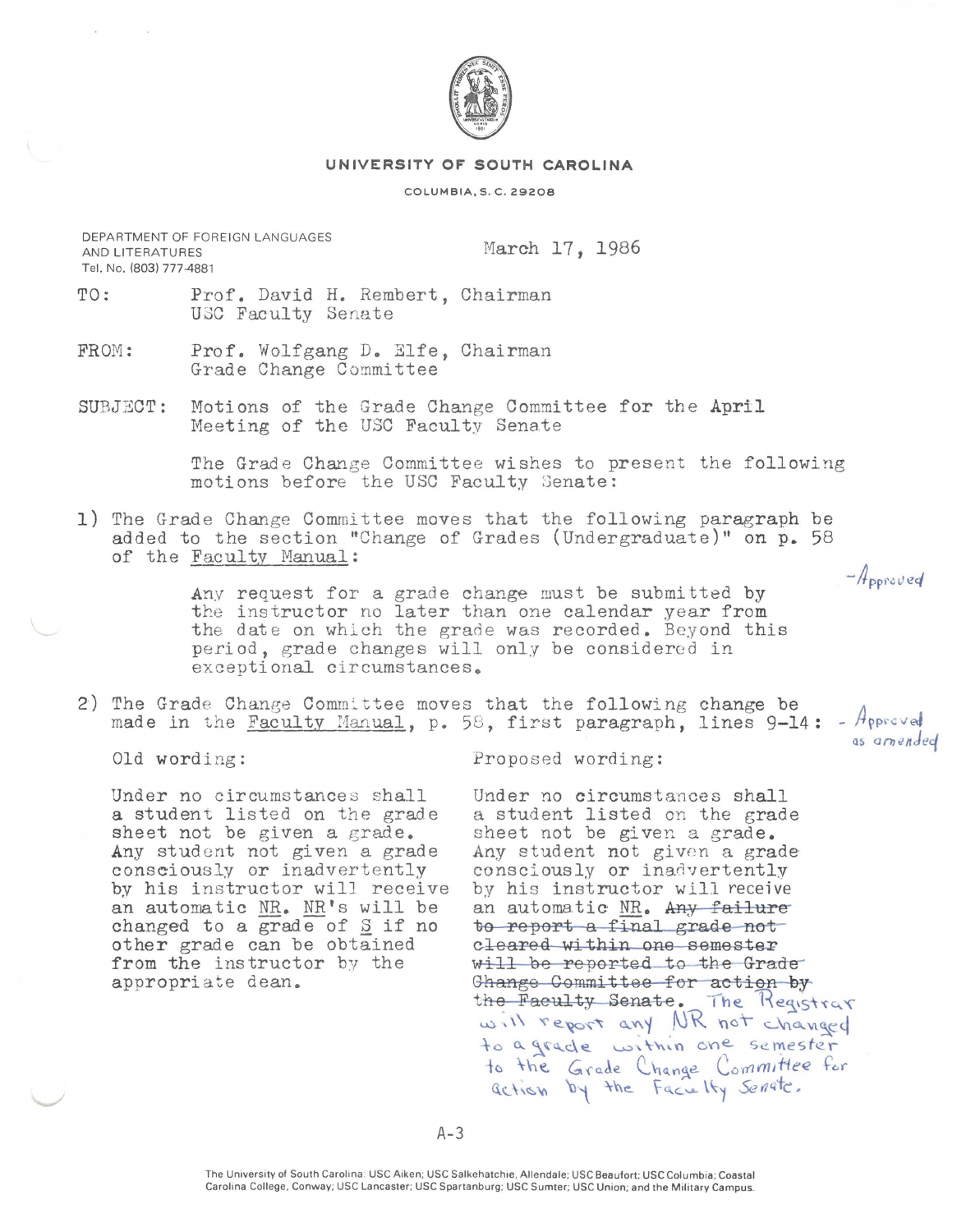**UNIVERSITY OF SOUTH CAROLINA**

COLUMBIA, S. C. 29208

DEPARTMENT OF FOREIGN LANGUAGES AND LITERATURES
Tel. No. (803) 777-4881

March 17, 1986

TO: Prof. David H. Rembert, Chairman
USC Faculty Senate

FROM: Prof. Wolfgang D. Elfe, Chairman
Grade Change Committee

SUBJECT: Motions of the Grade Change Committee for the April Meeting of the USC Faculty Senate

The Grade Change Committee wishes to present the following motions before the USC Faculty Senate:

1) The Grade Change Committee moves that the following paragraph be added to the section "Change of Grades (Undergraduate)" on p. 58 of the Faculty Manual: *– Approved*

> Any request for a grade change must be submitted by the instructor no later than one calendar year from the date on which the grade was recorded. Beyond this period, grade changes will only be considered in exceptional circumstances.

2) The Grade Change Committee moves that the following change be made in the Faculty Manual, p. 58, first paragraph, lines 9-14: *– Approved as amended*

| Old wording: | Proposed wording: |
|---|---|
| Under no circumstances shall a student listed on the grade sheet not be given a grade. Any student not given a grade consciously or inadvertently by his instructor will receive an automatic NR. NR's will be changed to a grade of S if no other grade can be obtained from the instructor by the appropriate dean. | Under no circumstances shall a student listed on the grade sheet not be given a grade. Any student not given a grade consciously or inadvertently by his instructor will receive an automatic NR. ~~Any failure to report a final grade not cleared within one semester will be reported to the Grade Change Committee for action by the Faculty Senate.~~ *The Registrar will report any NR not changed to a grade within one semester to the Grade Change Committee for action by the Faculty Senate.* |

A-3

The University of South Carolina: USC Aiken; USC Salkehatchie, Allendale; USC Beaufort; USC Columbia; Coastal Carolina College, Conway; USC Lancaster; USC Spartanburg; USC Sumter; USC Union; and the Military Campus.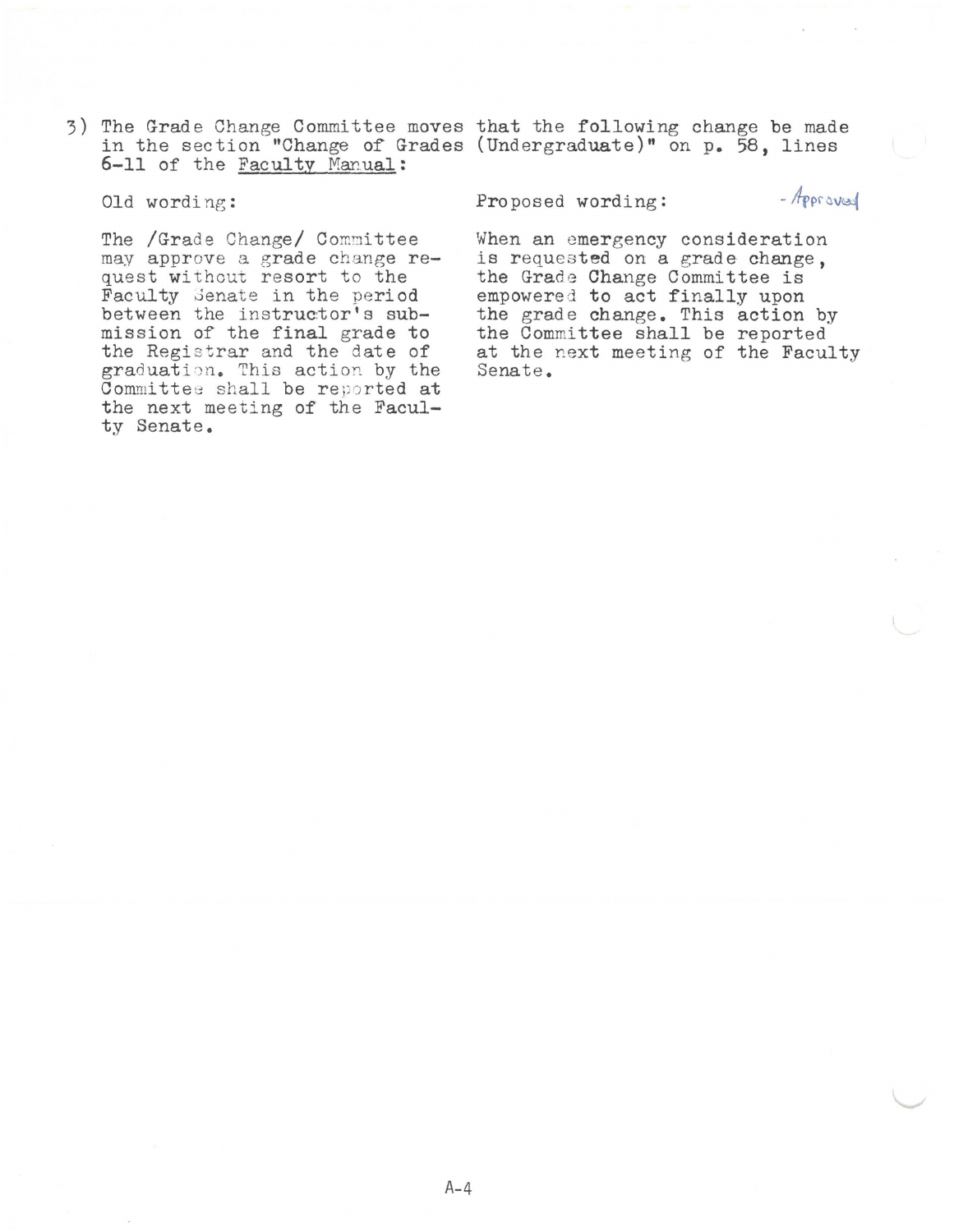3) The Grade Change Committee moves that the following change be made in the section "Change of Grades (Undergraduate)" on p. 58, lines 6-11 of the <u>Faculty Manual</u>:

| Old wording: | Proposed wording: - Approved |
|---|---|
| The /Grade Change/ Committee may approve a grade change request without resort to the Faculty Senate in the period between the instructor's submission of the final grade to the Registrar and the date of graduation. This action by the Committee shall be reported at the next meeting of the Faculty Senate. | When an emergency consideration is requested on a grade change, the Grade Change Committee is empowered to act finally upon the grade change. This action by the Committee shall be reported at the next meeting of the Faculty Senate. |

A-4